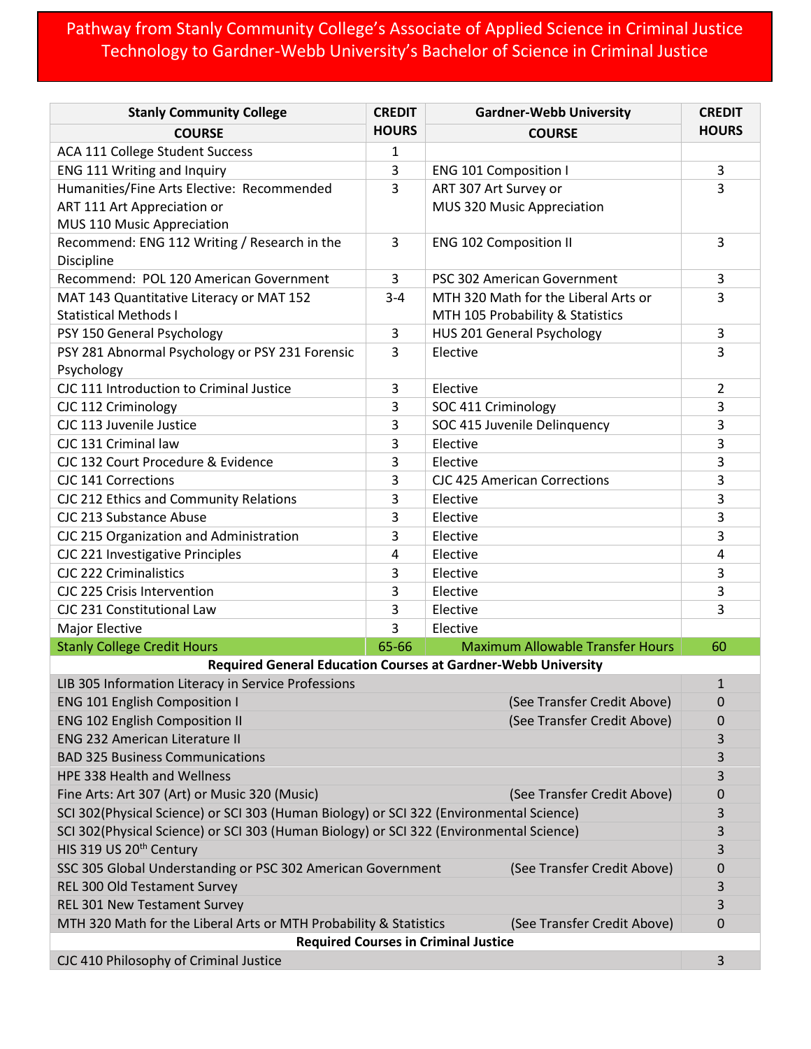# Pathway from Stanly Community College's Associate of Applied Science in Criminal Justice Technology to Gardner-Webb University's Bachelor of Science in Criminal Justice

| Stanly Community College COURSE | CREDIT HOURS | Gardner-Webb University COURSE | CREDIT HOURS |
|---|---|---|---|
| ACA 111 College Student Success | 1 | | |
| ENG 111 Writing and Inquiry | 3 | ENG 101 Composition I | 3 |
| Humanities/Fine Arts Elective: Recommended ART 111 Art Appreciation or MUS 110 Music Appreciation | 3 | ART 307 Art Survey or MUS 320 Music Appreciation | 3 |
| Recommend: ENG 112 Writing / Research in the Discipline | 3 | ENG 102 Composition II | 3 |
| Recommend: POL 120 American Government | 3 | PSC 302 American Government | 3 |
| MAT 143 Quantitative Literacy or MAT 152 Statistical Methods I | 3-4 | MTH 320 Math for the Liberal Arts or MTH 105 Probability & Statistics | 3 |
| PSY 150 General Psychology | 3 | HUS 201 General Psychology | 3 |
| PSY 281 Abnormal Psychology or PSY 231 Forensic Psychology | 3 | Elective | 3 |
| CJC 111 Introduction to Criminal Justice | 3 | Elective | 2 |
| CJC 112 Criminology | 3 | SOC 411 Criminology | 3 |
| CJC 113 Juvenile Justice | 3 | SOC 415 Juvenile Delinquency | 3 |
| CJC 131 Criminal law | 3 | Elective | 3 |
| CJC 132 Court Procedure & Evidence | 3 | Elective | 3 |
| CJC 141 Corrections | 3 | CJC 425 American Corrections | 3 |
| CJC 212 Ethics and Community Relations | 3 | Elective | 3 |
| CJC 213 Substance Abuse | 3 | Elective | 3 |
| CJC 215 Organization and Administration | 3 | Elective | 3 |
| CJC 221 Investigative Principles | 4 | Elective | 4 |
| CJC 222 Criminalistics | 3 | Elective | 3 |
| CJC 225 Crisis Intervention | 3 | Elective | 3 |
| CJC 231 Constitutional Law | 3 | Elective | 3 |
| Major Elective | 3 | Elective | |
| Stanly College Credit Hours | 65-66 | Maximum Allowable Transfer Hours | 60 |

**Required General Education Courses at Gardner-Webb University**

| Course | | Credit Hours |
|---|---|---|
| LIB 305 Information Literacy in Service Professions | | 1 |
| ENG 101 English Composition I | (See Transfer Credit Above) | 0 |
| ENG 102 English Composition II | (See Transfer Credit Above) | 0 |
| ENG 232 American Literature II | | 3 |
| BAD 325 Business Communications | | 3 |
| HPE 338 Health and Wellness | | 3 |
| Fine Arts: Art 307 (Art) or Music 320 (Music) | (See Transfer Credit Above) | 0 |
| SCI 302(Physical Science) or SCI 303 (Human Biology) or SCI 322 (Environmental Science) | | 3 |
| SCI 302(Physical Science) or SCI 303 (Human Biology) or SCI 322 (Environmental Science) | | 3 |
| HIS 319 US 20th Century | | 3 |
| SSC 305 Global Understanding or PSC 302 American Government | (See Transfer Credit Above) | 0 |
| REL 300 Old Testament Survey | | 3 |
| REL 301 New Testament Survey | | 3 |
| MTH 320 Math for the Liberal Arts or MTH Probability & Statistics | (See Transfer Credit Above) | 0 |

**Required Courses in Criminal Justice**

| Course | Credit Hours |
|---|---|
| CJC 410 Philosophy of Criminal Justice | 3 |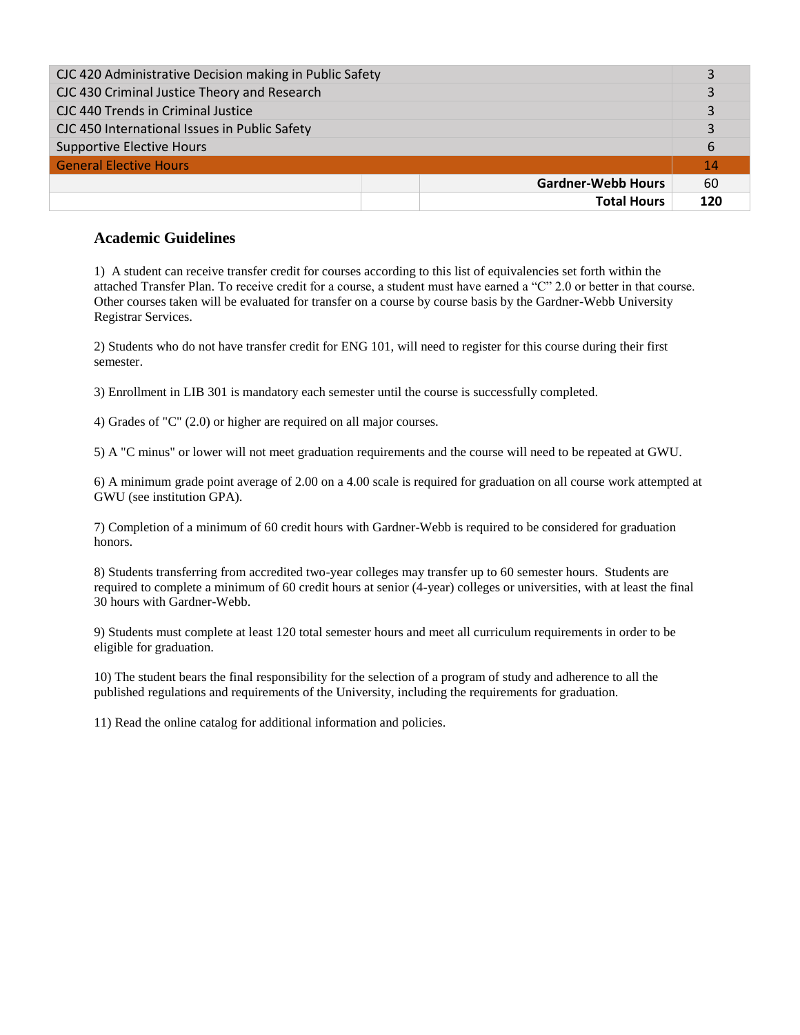| | | | |
|---|---|---|---|
| CJC 420 Administrative Decision making in Public Safety | | | 3 |
| CJC 430 Criminal Justice Theory and Research | | | 3 |
| CJC 440 Trends in Criminal Justice | | | 3 |
| CJC 450 International Issues in Public Safety | | | 3 |
| Supportive Elective Hours | | | 6 |
| General Elective Hours | | | 14 |
| | | **Gardner-Webb Hours** | 60 |
| | | **Total Hours** | **120** |

## Academic Guidelines

1) A student can receive transfer credit for courses according to this list of equivalencies set forth within the attached Transfer Plan. To receive credit for a course, a student must have earned a "C" 2.0 or better in that course. Other courses taken will be evaluated for transfer on a course by course basis by the Gardner-Webb University Registrar Services.

2) Students who do not have transfer credit for ENG 101, will need to register for this course during their first semester.

3) Enrollment in LIB 301 is mandatory each semester until the course is successfully completed.

4) Grades of "C" (2.0) or higher are required on all major courses.

5) A "C minus" or lower will not meet graduation requirements and the course will need to be repeated at GWU.

6) A minimum grade point average of 2.00 on a 4.00 scale is required for graduation on all course work attempted at GWU (see institution GPA).

7) Completion of a minimum of 60 credit hours with Gardner-Webb is required to be considered for graduation honors.

8) Students transferring from accredited two-year colleges may transfer up to 60 semester hours. Students are required to complete a minimum of 60 credit hours at senior (4-year) colleges or universities, with at least the final 30 hours with Gardner-Webb.

9) Students must complete at least 120 total semester hours and meet all curriculum requirements in order to be eligible for graduation.

10) The student bears the final responsibility for the selection of a program of study and adherence to all the published regulations and requirements of the University, including the requirements for graduation.

11) Read the online catalog for additional information and policies.